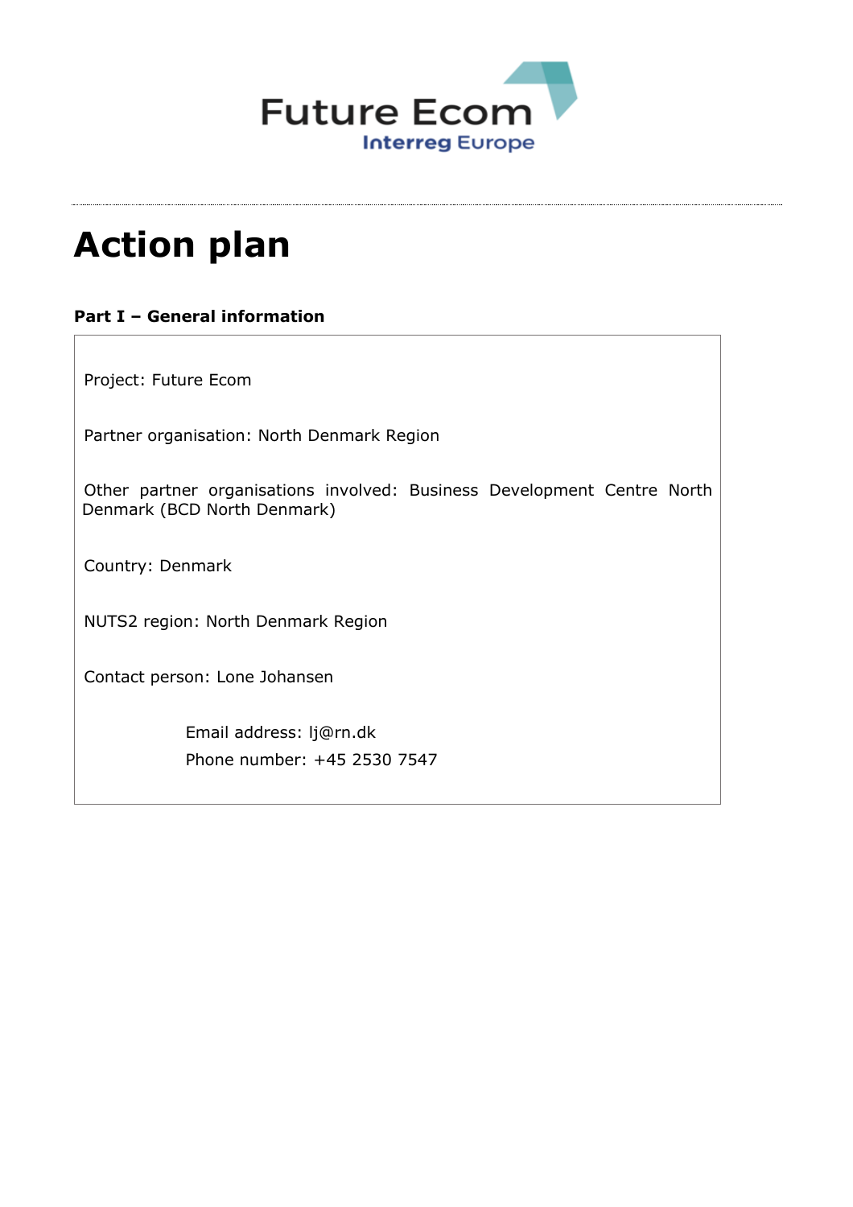Future Ecom

Interreg Europe

# Action plan

**Part I – General information**

Project: Future Ecom

Partner organisation: North Denmark Region

Other partner organisations involved: Business Development Centre North Denmark (BCD North Denmark)

Country: Denmark

NUTS2 region: North Denmark Region

Contact person: Lone Johansen

Email address: lj@rn.dk

Phone number: +45 2530 7547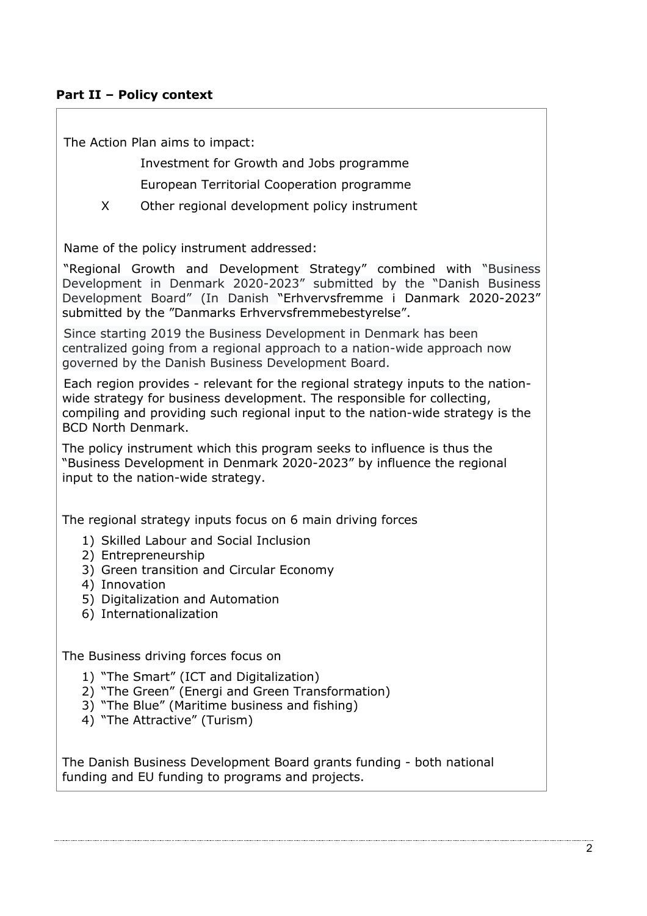**Part II – Policy context**

The Action Plan aims to impact:

- Investment for Growth and Jobs programme
- European Territorial Cooperation programme
- X Other regional development policy instrument

Name of the policy instrument addressed:

"Regional Growth and Development Strategy" combined with "Business Development in Denmark 2020-2023" submitted by the "Danish Business Development Board" (In Danish "Erhvervsfremme i Danmark 2020-2023" submitted by the "Danmarks Erhvervsfremmebestyrelse".

Since starting 2019 the Business Development in Denmark has been centralized going from a regional approach to a nation-wide approach now governed by the Danish Business Development Board.

Each region provides - relevant for the regional strategy inputs to the nation-wide strategy for business development. The responsible for collecting, compiling and providing such regional input to the nation-wide strategy is the BCD North Denmark.

The policy instrument which this program seeks to influence is thus the "Business Development in Denmark 2020-2023" by influence the regional input to the nation-wide strategy.

The regional strategy inputs focus on 6 main driving forces

1) Skilled Labour and Social Inclusion
2) Entrepreneurship
3) Green transition and Circular Economy
4) Innovation
5) Digitalization and Automation
6) Internationalization

The Business driving forces focus on

1) "The Smart" (ICT and Digitalization)
2) "The Green" (Energi and Green Transformation)
3) "The Blue" (Maritime business and fishing)
4) "The Attractive" (Turism)

The Danish Business Development Board grants funding - both national funding and EU funding to programs and projects.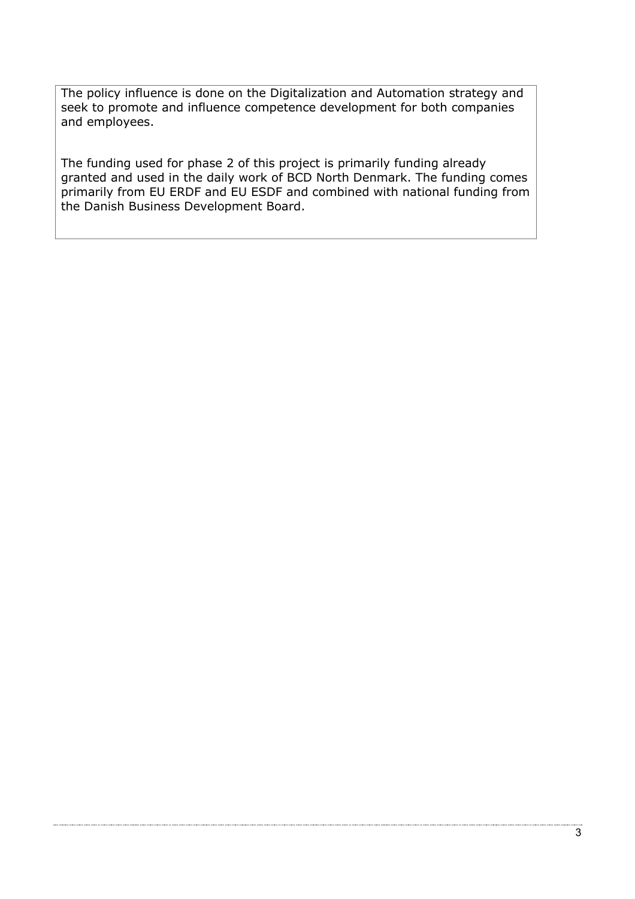The policy influence is done on the Digitalization and Automation strategy and seek to promote and influence competence development for both companies and employees.

The funding used for phase 2 of this project is primarily funding already granted and used in the daily work of BCD North Denmark. The funding comes primarily from EU ERDF and EU ESDF and combined with national funding from the Danish Business Development Board.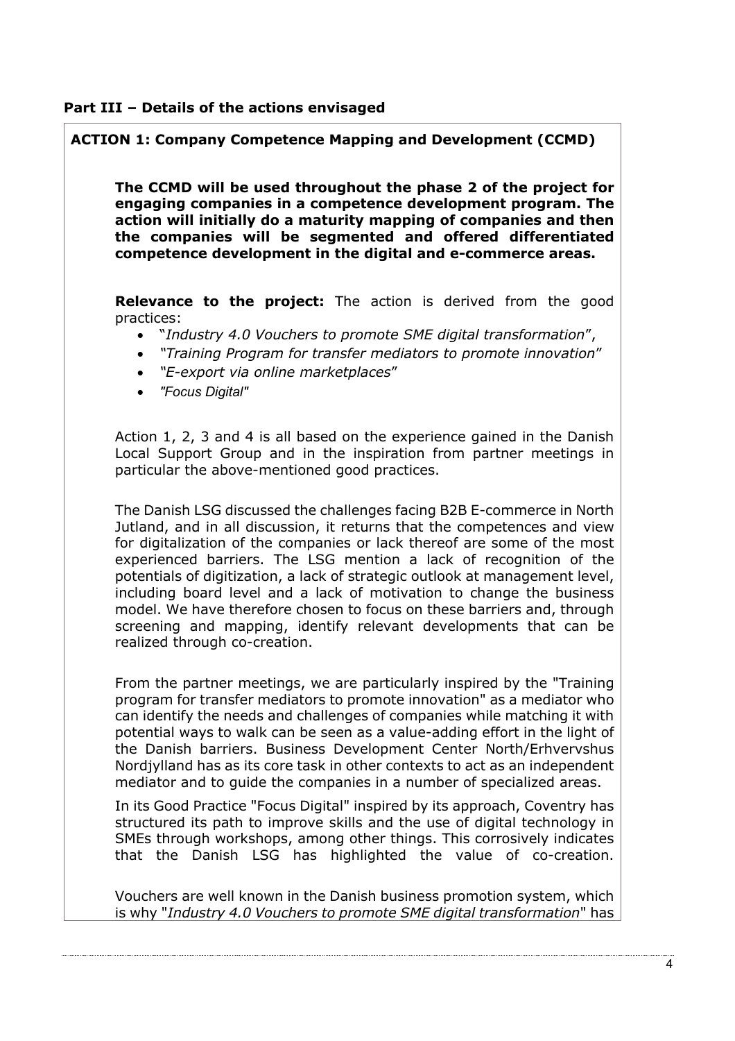## Part III – Details of the actions envisaged

### ACTION 1: Company Competence Mapping and Development (CCMD)

**The CCMD will be used throughout the phase 2 of the project for engaging companies in a competence development program. The action will initially do a maturity mapping of companies and then the companies will be segmented and offered differentiated competence development in the digital and e-commerce areas.**

**Relevance to the project:** The action is derived from the good practices:

- "*Industry 4.0 Vouchers to promote SME digital transformation*",
- *"Training Program for transfer mediators to promote innovation"*
- *"E-export via online marketplaces"*
- *"Focus Digital"*

Action 1, 2, 3 and 4 is all based on the experience gained in the Danish Local Support Group and in the inspiration from partner meetings in particular the above-mentioned good practices.

The Danish LSG discussed the challenges facing B2B E-commerce in North Jutland, and in all discussion, it returns that the competences and view for digitalization of the companies or lack thereof are some of the most experienced barriers. The LSG mention a lack of recognition of the potentials of digitization, a lack of strategic outlook at management level, including board level and a lack of motivation to change the business model. We have therefore chosen to focus on these barriers and, through screening and mapping, identify relevant developments that can be realized through co-creation.

From the partner meetings, we are particularly inspired by the "Training program for transfer mediators to promote innovation" as a mediator who can identify the needs and challenges of companies while matching it with potential ways to walk can be seen as a value-adding effort in the light of the Danish barriers. Business Development Center North/Erhvervshus Nordjylland has as its core task in other contexts to act as an independent mediator and to guide the companies in a number of specialized areas.

In its Good Practice "Focus Digital" inspired by its approach, Coventry has structured its path to improve skills and the use of digital technology in SMEs through workshops, among other things. This corrosively indicates that the Danish LSG has highlighted the value of co-creation.

Vouchers are well known in the Danish business promotion system, which is why "*Industry 4.0 Vouchers to promote SME digital transformation*" has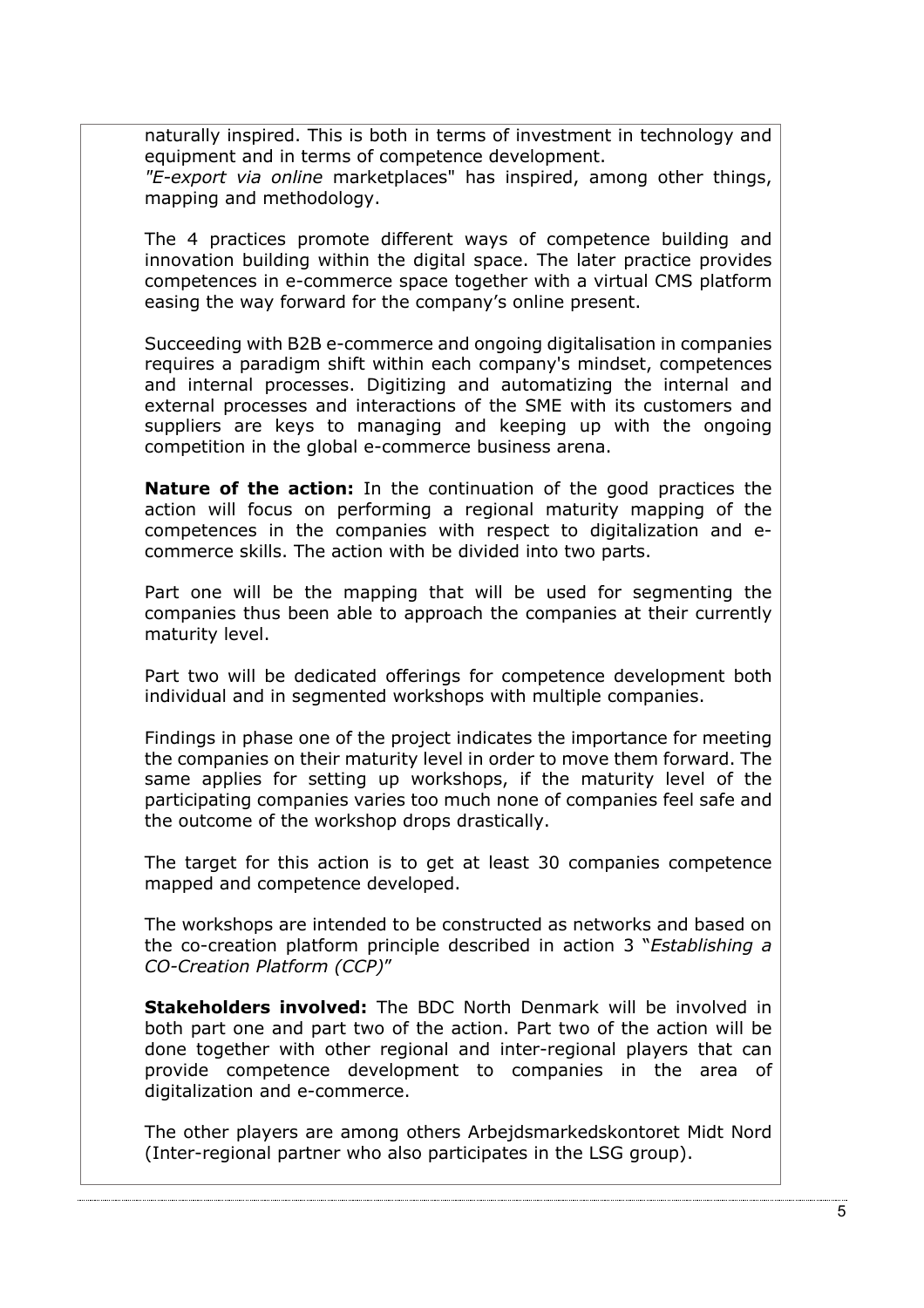naturally inspired. This is both in terms of investment in technology and equipment and in terms of competence development.
*"E-export via online* marketplaces" has inspired, among other things, mapping and methodology.

The 4 practices promote different ways of competence building and innovation building within the digital space. The later practice provides competences in e-commerce space together with a virtual CMS platform easing the way forward for the company's online present.

Succeeding with B2B e-commerce and ongoing digitalisation in companies requires a paradigm shift within each company's mindset, competences and internal processes. Digitizing and automatizing the internal and external processes and interactions of the SME with its customers and suppliers are keys to managing and keeping up with the ongoing competition in the global e-commerce business arena.

**Nature of the action:** In the continuation of the good practices the action will focus on performing a regional maturity mapping of the competences in the companies with respect to digitalization and e-commerce skills. The action with be divided into two parts.

Part one will be the mapping that will be used for segmenting the companies thus been able to approach the companies at their currently maturity level.

Part two will be dedicated offerings for competence development both individual and in segmented workshops with multiple companies.

Findings in phase one of the project indicates the importance for meeting the companies on their maturity level in order to move them forward. The same applies for setting up workshops, if the maturity level of the participating companies varies too much none of companies feel safe and the outcome of the workshop drops drastically.

The target for this action is to get at least 30 companies competence mapped and competence developed.

The workshops are intended to be constructed as networks and based on the co-creation platform principle described in action 3 "*Establishing a CO-Creation Platform (CCP)*"

**Stakeholders involved:** The BDC North Denmark will be involved in both part one and part two of the action. Part two of the action will be done together with other regional and inter-regional players that can provide competence development to companies in the area of digitalization and e-commerce.

The other players are among others Arbejdsmarkedskontoret Midt Nord (Inter-regional partner who also participates in the LSG group).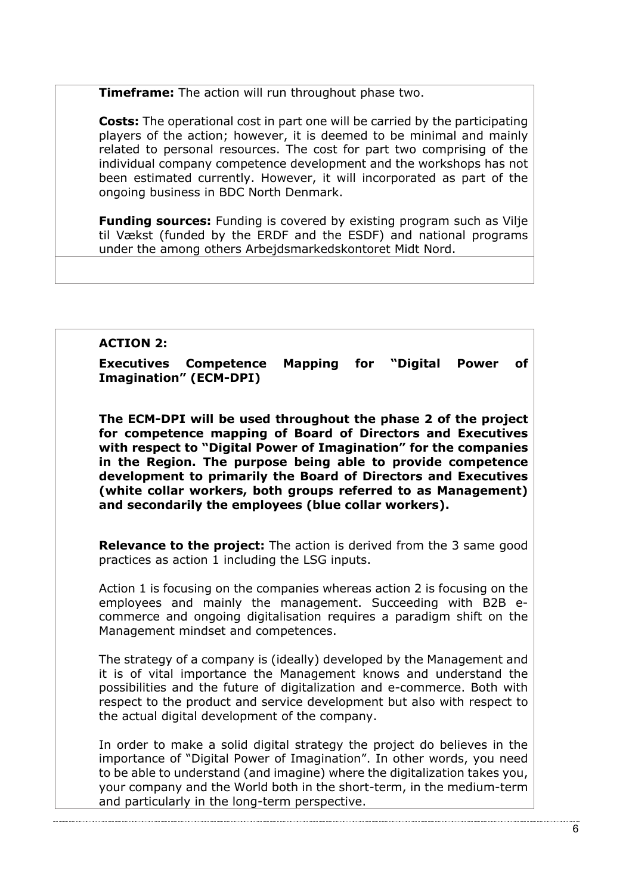**Timeframe:** The action will run throughout phase two.

**Costs:** The operational cost in part one will be carried by the participating players of the action; however, it is deemed to be minimal and mainly related to personal resources. The cost for part two comprising of the individual company competence development and the workshops has not been estimated currently. However, it will incorporated as part of the ongoing business in BDC North Denmark.

**Funding sources:** Funding is covered by existing program such as Vilje til Vækst (funded by the ERDF and the ESDF) and national programs under the among others Arbejdsmarkedskontoret Midt Nord.

**ACTION 2:**

**Executives Competence Mapping for "Digital Power of Imagination" (ECM-DPI)**

**The ECM-DPI will be used throughout the phase 2 of the project for competence mapping of Board of Directors and Executives with respect to "Digital Power of Imagination" for the companies in the Region. The purpose being able to provide competence development to primarily the Board of Directors and Executives (white collar workers, both groups referred to as Management) and secondarily the employees (blue collar workers).**

**Relevance to the project:** The action is derived from the 3 same good practices as action 1 including the LSG inputs.

Action 1 is focusing on the companies whereas action 2 is focusing on the employees and mainly the management. Succeeding with B2B e-commerce and ongoing digitalisation requires a paradigm shift on the Management mindset and competences.

The strategy of a company is (ideally) developed by the Management and it is of vital importance the Management knows and understand the possibilities and the future of digitalization and e-commerce. Both with respect to the product and service development but also with respect to the actual digital development of the company.

In order to make a solid digital strategy the project do believes in the importance of "Digital Power of Imagination". In other words, you need to be able to understand (and imagine) where the digitalization takes you, your company and the World both in the short-term, in the medium-term and particularly in the long-term perspective.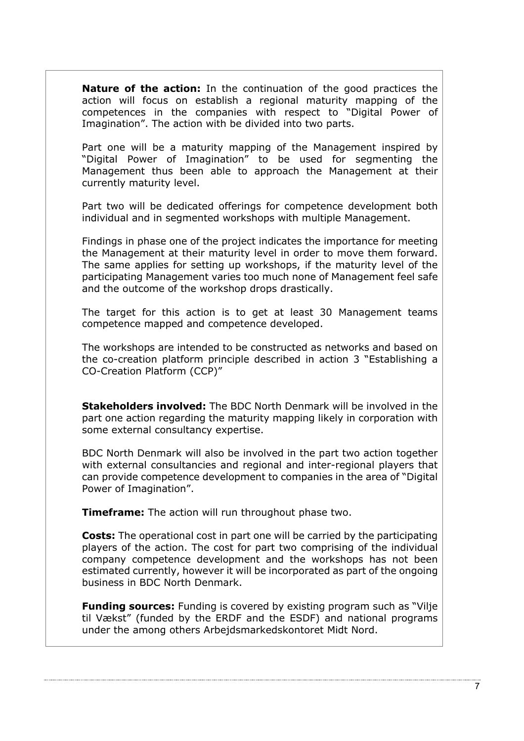**Nature of the action:** In the continuation of the good practices the action will focus on establish a regional maturity mapping of the competences in the companies with respect to "Digital Power of Imagination". The action with be divided into two parts.

Part one will be a maturity mapping of the Management inspired by "Digital Power of Imagination" to be used for segmenting the Management thus been able to approach the Management at their currently maturity level.

Part two will be dedicated offerings for competence development both individual and in segmented workshops with multiple Management.

Findings in phase one of the project indicates the importance for meeting the Management at their maturity level in order to move them forward. The same applies for setting up workshops, if the maturity level of the participating Management varies too much none of Management feel safe and the outcome of the workshop drops drastically.

The target for this action is to get at least 30 Management teams competence mapped and competence developed.

The workshops are intended to be constructed as networks and based on the co-creation platform principle described in action 3 "Establishing a CO-Creation Platform (CCP)"

**Stakeholders involved:** The BDC North Denmark will be involved in the part one action regarding the maturity mapping likely in corporation with some external consultancy expertise.

BDC North Denmark will also be involved in the part two action together with external consultancies and regional and inter-regional players that can provide competence development to companies in the area of "Digital Power of Imagination".

**Timeframe:** The action will run throughout phase two.

**Costs:** The operational cost in part one will be carried by the participating players of the action. The cost for part two comprising of the individual company competence development and the workshops has not been estimated currently, however it will be incorporated as part of the ongoing business in BDC North Denmark.

**Funding sources:** Funding is covered by existing program such as "Vilje til Vækst" (funded by the ERDF and the ESDF) and national programs under the among others Arbejdsmarkedskontoret Midt Nord.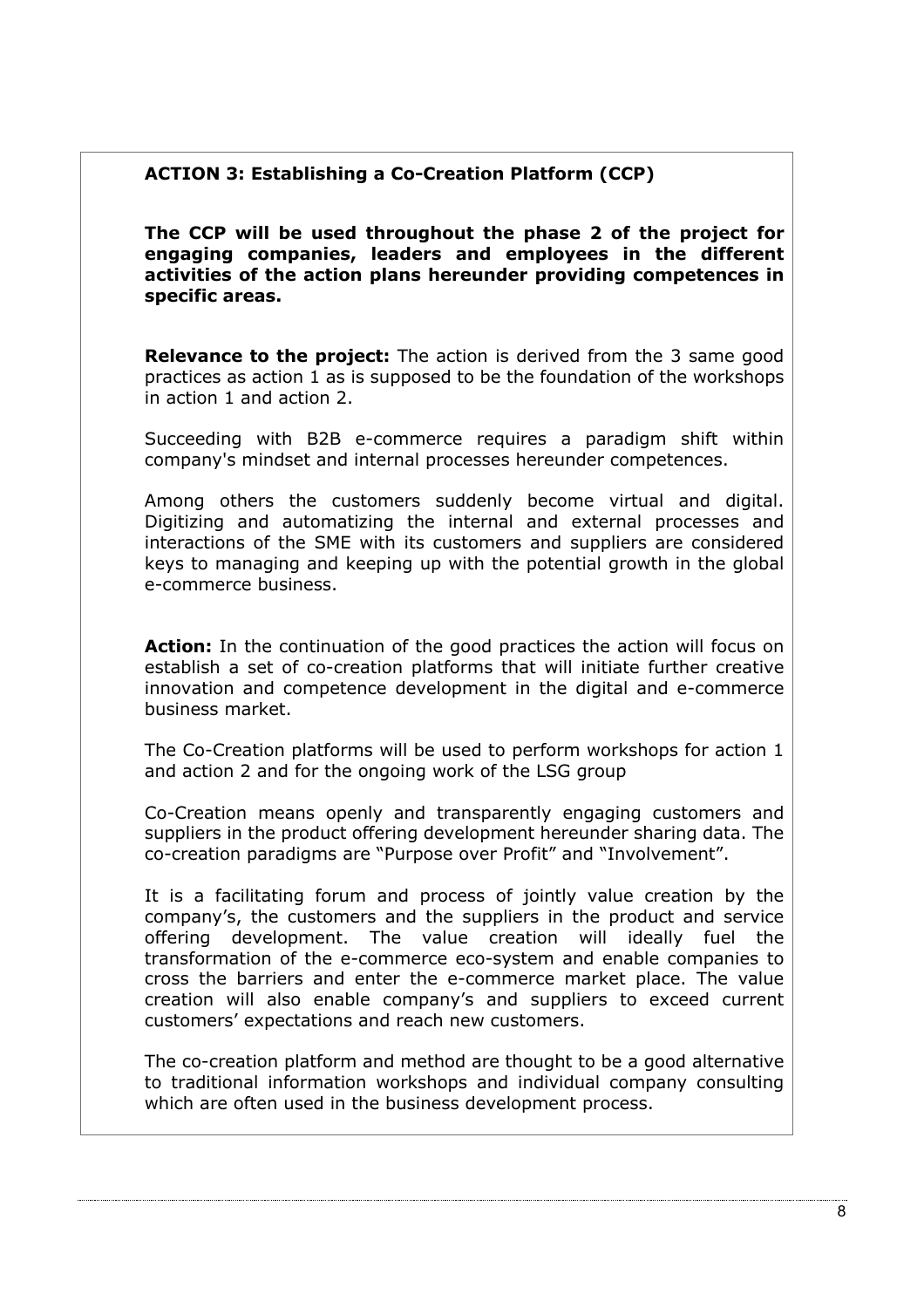**ACTION 3: Establishing a Co-Creation Platform (CCP)**

**The CCP will be used throughout the phase 2 of the project for engaging companies, leaders and employees in the different activities of the action plans hereunder providing competences in specific areas.**

**Relevance to the project:** The action is derived from the 3 same good practices as action 1 as is supposed to be the foundation of the workshops in action 1 and action 2.

Succeeding with B2B e-commerce requires a paradigm shift within company's mindset and internal processes hereunder competences.

Among others the customers suddenly become virtual and digital. Digitizing and automatizing the internal and external processes and interactions of the SME with its customers and suppliers are considered keys to managing and keeping up with the potential growth in the global e-commerce business.

**Action:** In the continuation of the good practices the action will focus on establish a set of co-creation platforms that will initiate further creative innovation and competence development in the digital and e-commerce business market.

The Co-Creation platforms will be used to perform workshops for action 1 and action 2 and for the ongoing work of the LSG group

Co-Creation means openly and transparently engaging customers and suppliers in the product offering development hereunder sharing data. The co-creation paradigms are "Purpose over Profit" and "Involvement".

It is a facilitating forum and process of jointly value creation by the company's, the customers and the suppliers in the product and service offering development. The value creation will ideally fuel the transformation of the e-commerce eco-system and enable companies to cross the barriers and enter the e-commerce market place. The value creation will also enable company's and suppliers to exceed current customers' expectations and reach new customers.

The co-creation platform and method are thought to be a good alternative to traditional information workshops and individual company consulting which are often used in the business development process.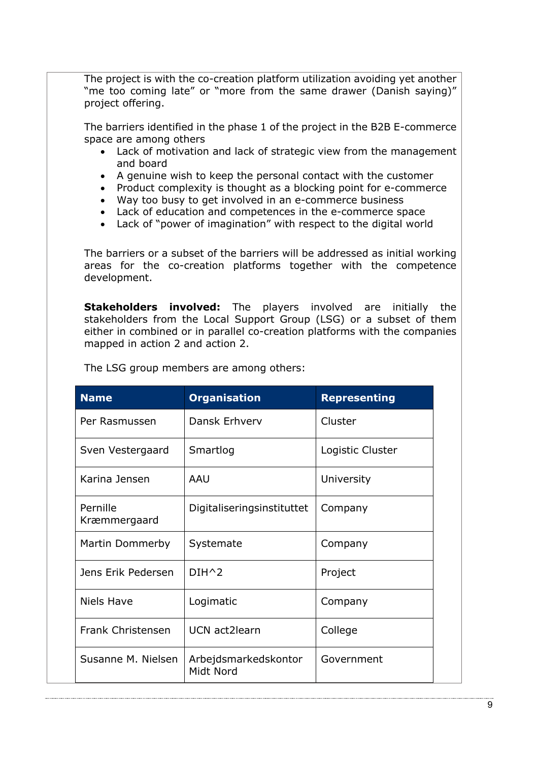The project is with the co-creation platform utilization avoiding yet another "me too coming late" or "more from the same drawer (Danish saying)" project offering.

The barriers identified in the phase 1 of the project in the B2B E-commerce space are among others

- Lack of motivation and lack of strategic view from the management and board
- A genuine wish to keep the personal contact with the customer
- Product complexity is thought as a blocking point for e-commerce
- Way too busy to get involved in an e-commerce business
- Lack of education and competences in the e-commerce space
- Lack of "power of imagination" with respect to the digital world

The barriers or a subset of the barriers will be addressed as initial working areas for the co-creation platforms together with the competence development.

**Stakeholders involved:** The players involved are initially the stakeholders from the Local Support Group (LSG) or a subset of them either in combined or in parallel co-creation platforms with the companies mapped in action 2 and action 2.

The LSG group members are among others:

| Name | Organisation | Representing |
|---|---|---|
| Per Rasmussen | Dansk Erhverv | Cluster |
| Sven Vestergaard | Smartlog | Logistic Cluster |
| Karina Jensen | AAU | University |
| Pernille Kræmmergaard | Digitaliseringsinstituttet | Company |
| Martin Dommerby | Systemate | Company |
| Jens Erik Pedersen | DIH^2 | Project |
| Niels Have | Logimatic | Company |
| Frank Christensen | UCN act2learn | College |
| Susanne M. Nielsen | Arbejdsmarkedskontor Midt Nord | Government |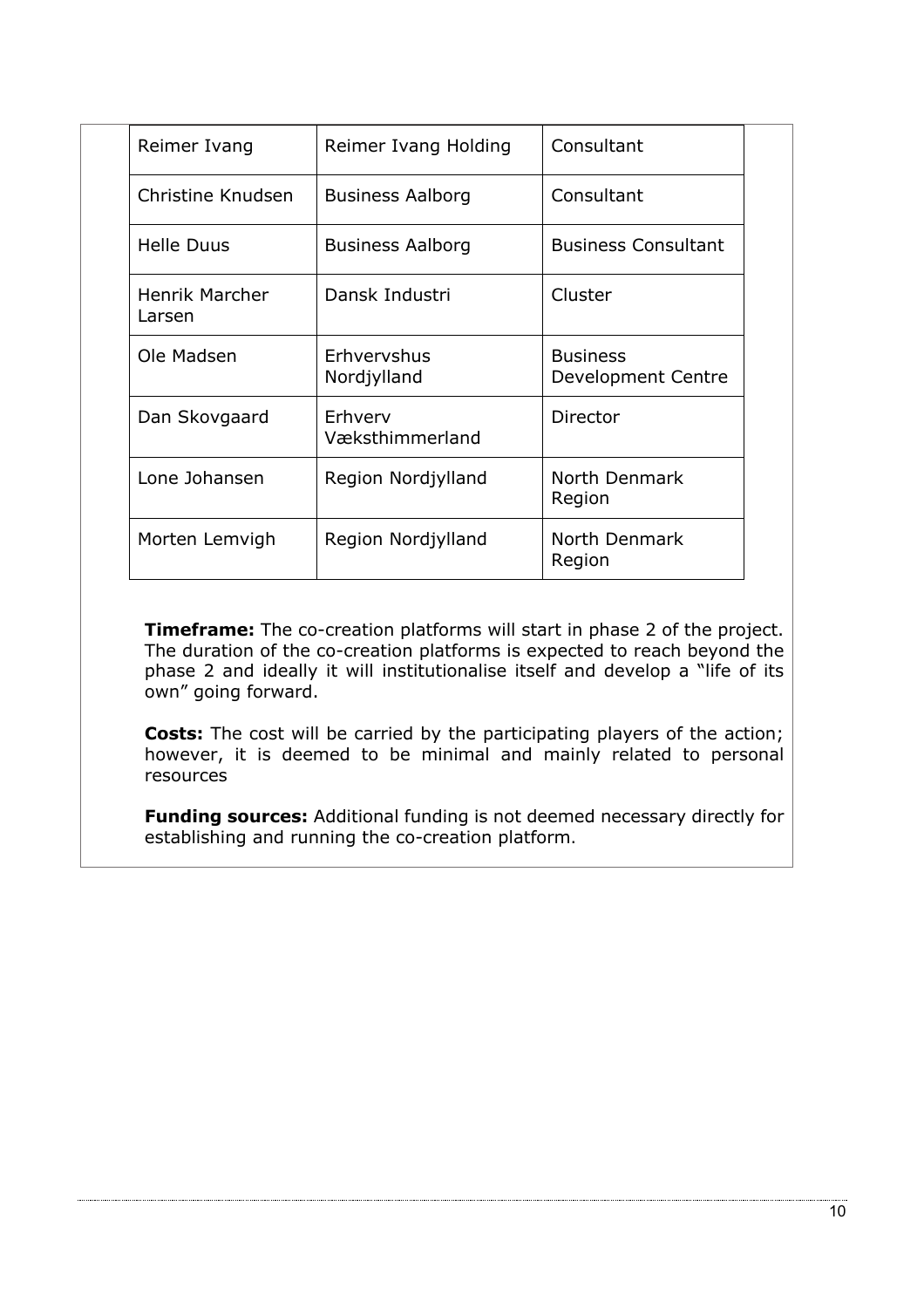| Reimer Ivang | Reimer Ivang Holding | Consultant |
|---|---|---|
| Christine Knudsen | Business Aalborg | Consultant |
| Helle Duus | Business Aalborg | Business Consultant |
| Henrik Marcher Larsen | Dansk Industri | Cluster |
| Ole Madsen | Erhvervshus Nordjylland | Business Development Centre |
| Dan Skovgaard | Erhverv Væksthimmerland | Director |
| Lone Johansen | Region Nordjylland | North Denmark Region |
| Morten Lemvigh | Region Nordjylland | North Denmark Region |

**Timeframe:** The co-creation platforms will start in phase 2 of the project. The duration of the co-creation platforms is expected to reach beyond the phase 2 and ideally it will institutionalise itself and develop a "life of its own" going forward.

**Costs:** The cost will be carried by the participating players of the action; however, it is deemed to be minimal and mainly related to personal resources

**Funding sources:** Additional funding is not deemed necessary directly for establishing and running the co-creation platform.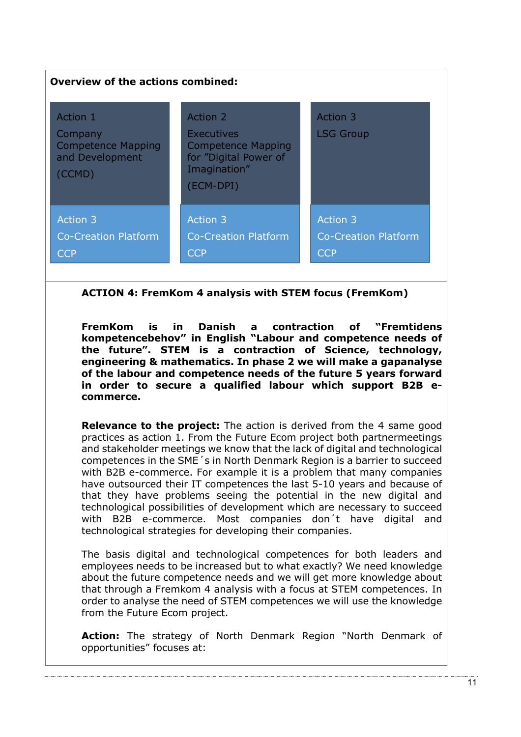**Overview of the actions combined:**

| Action 1<br>Company Competence Mapping and Development<br>(CCMD) | Action 2<br>Executives Competence Mapping for "Digital Power of Imagination"<br>(ECM-DPI) | Action 3<br>LSG Group |
| --- | --- | --- |
| Action 3<br>Co-Creation Platform<br>CCP | Action 3<br>Co-Creation Platform<br>CCP | Action 3<br>Co-Creation Platform<br>CCP |

**ACTION 4: FremKom 4 analysis with STEM focus (FremKom)**

**FremKom is in Danish a contraction of "Fremtidens kompetencebehov" in English "Labour and competence needs of the future". STEM is a contraction of Science, technology, engineering & mathematics. In phase 2 we will make a gapanalyse of the labour and competence needs of the future 5 years forward in order to secure a qualified labour which support B2B e-commerce.**

**Relevance to the project:** The action is derived from the 4 same good practices as action 1. From the Future Ecom project both partnermeetings and stakeholder meetings we know that the lack of digital and technological competences in the SME´s in North Denmark Region is a barrier to succeed with B2B e-commerce. For example it is a problem that many companies have outsourced their IT competences the last 5-10 years and because of that they have problems seeing the potential in the new digital and technological possibilities of development which are necessary to succeed with B2B e-commerce. Most companies don´t have digital and technological strategies for developing their companies.

The basis digital and technological competences for both leaders and employees needs to be increased but to what exactly? We need knowledge about the future competence needs and we will get more knowledge about that through a Fremkom 4 analysis with a focus at STEM competences. In order to analyse the need of STEM competences we will use the knowledge from the Future Ecom project.

**Action:** The strategy of North Denmark Region "North Denmark of opportunities" focuses at: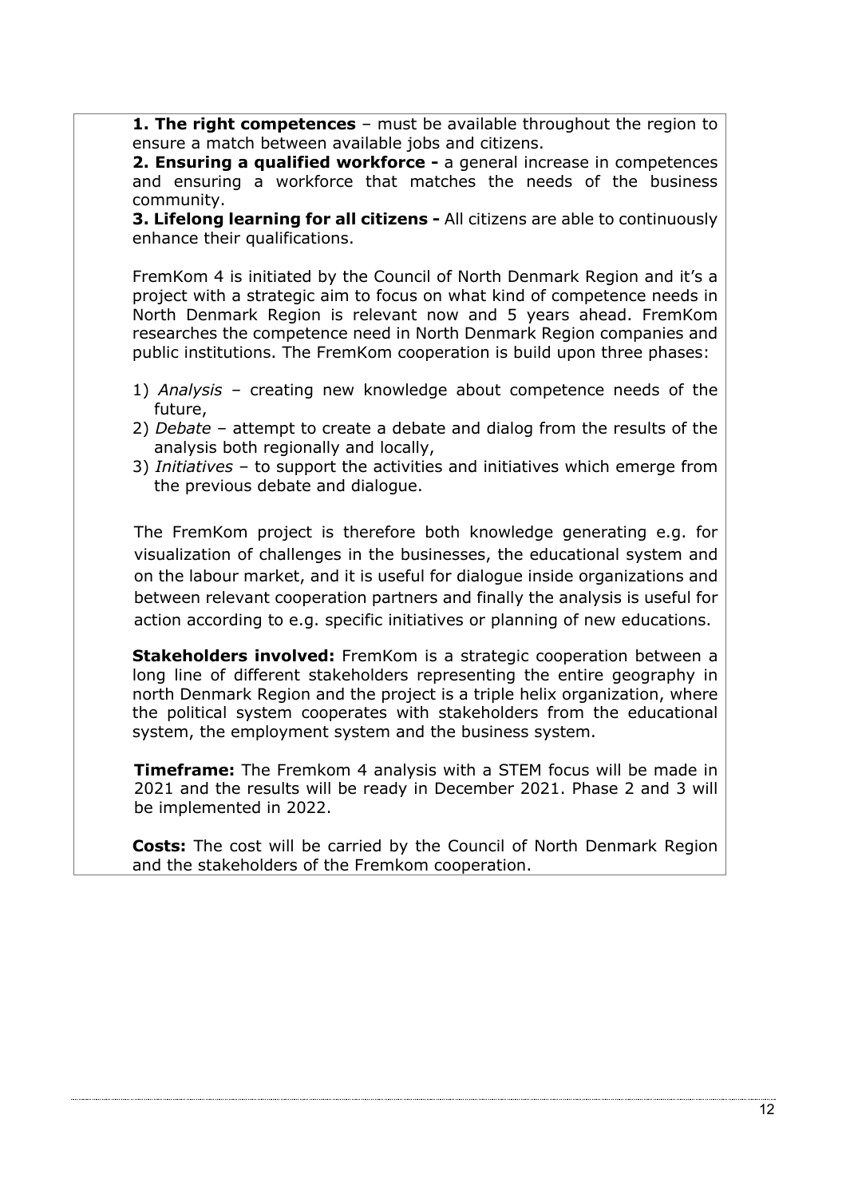**1. The right competences** – must be available throughout the region to ensure a match between available jobs and citizens.
**2. Ensuring a qualified workforce -** a general increase in competences and ensuring a workforce that matches the needs of the business community.
**3. Lifelong learning for all citizens -** All citizens are able to continuously enhance their qualifications.

FremKom 4 is initiated by the Council of North Denmark Region and it's a project with a strategic aim to focus on what kind of competence needs in North Denmark Region is relevant now and 5 years ahead. FremKom researches the competence need in North Denmark Region companies and public institutions. The FremKom cooperation is build upon three phases:

1) *Analysis* – creating new knowledge about competence needs of the future,
2) *Debate* – attempt to create a debate and dialog from the results of the analysis both regionally and locally,
3) *Initiatives* – to support the activities and initiatives which emerge from the previous debate and dialogue.

The FremKom project is therefore both knowledge generating e.g. for visualization of challenges in the businesses, the educational system and on the labour market, and it is useful for dialogue inside organizations and between relevant cooperation partners and finally the analysis is useful for action according to e.g. specific initiatives or planning of new educations.

**Stakeholders involved:** FremKom is a strategic cooperation between a long line of different stakeholders representing the entire geography in north Denmark Region and the project is a triple helix organization, where the political system cooperates with stakeholders from the educational system, the employment system and the business system.

**Timeframe:** The Fremkom 4 analysis with a STEM focus will be made in 2021 and the results will be ready in December 2021. Phase 2 and 3 will be implemented in 2022.

**Costs:** The cost will be carried by the Council of North Denmark Region and the stakeholders of the Fremkom cooperation.